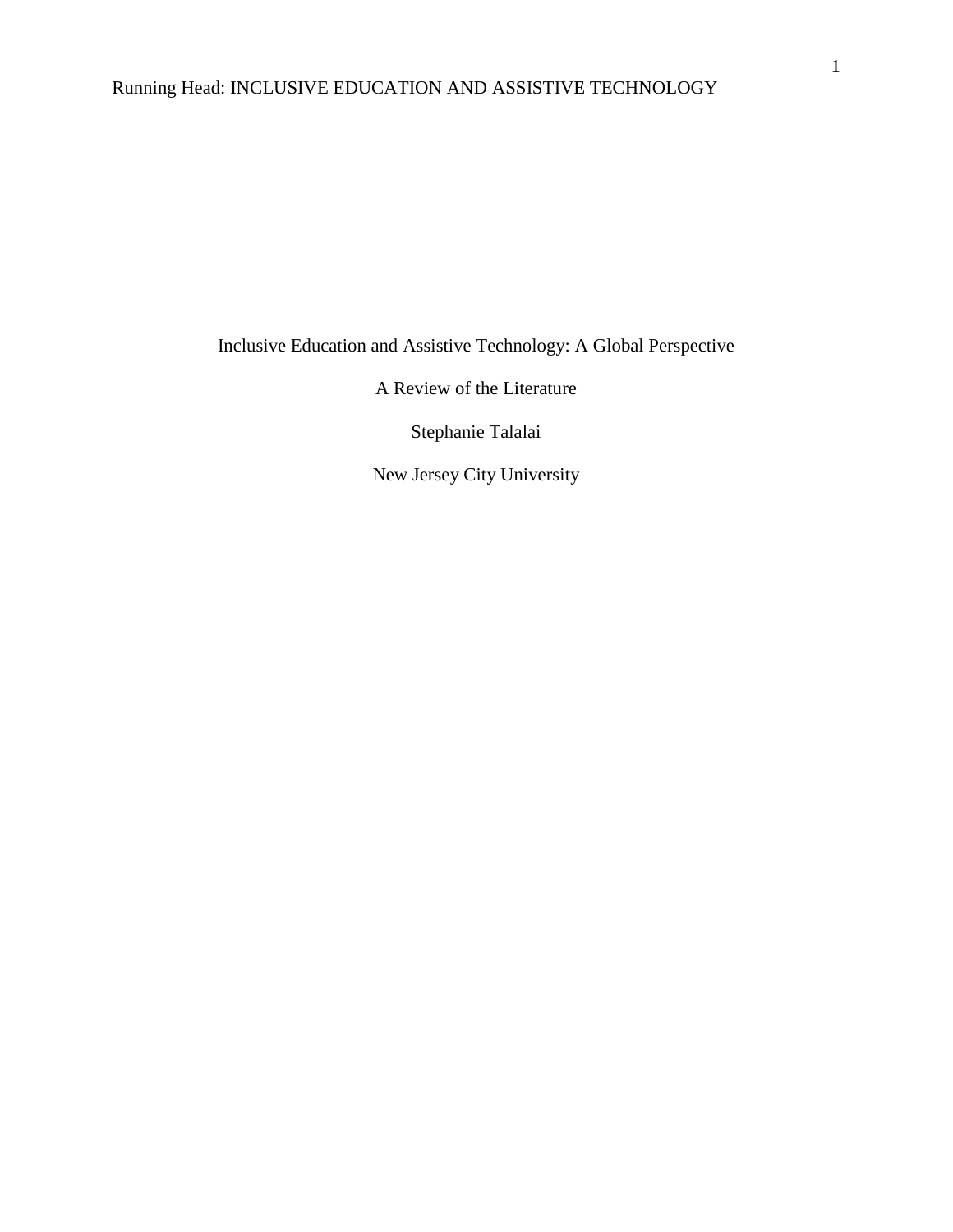# Inclusive Education and Assistive Technology: A Global Perspective

A Review of the Literature

Stephanie Talalai

New Jersey City University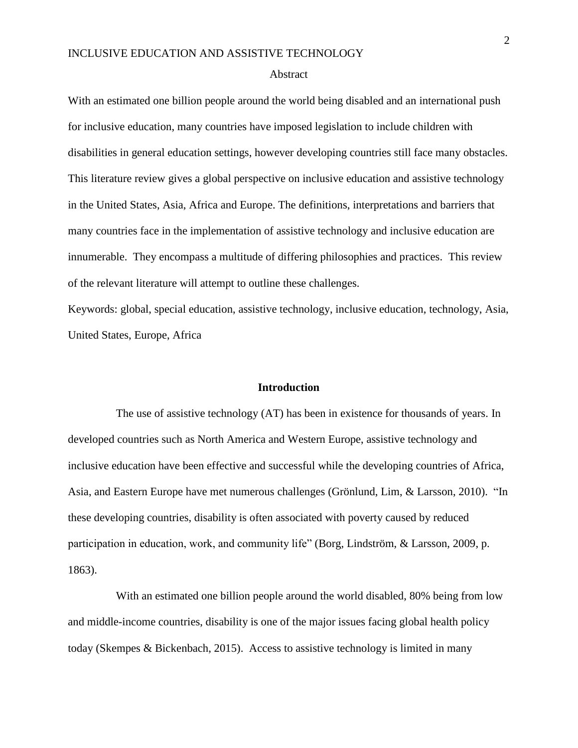## Abstract

With an estimated one billion people around the world being disabled and an international push for inclusive education, many countries have imposed legislation to include children with disabilities in general education settings, however developing countries still face many obstacles. This literature review gives a global perspective on inclusive education and assistive technology in the United States, Asia, Africa and Europe. The definitions, interpretations and barriers that many countries face in the implementation of assistive technology and inclusive education are innumerable. They encompass a multitude of differing philosophies and practices. This review of the relevant literature will attempt to outline these challenges.

Keywords: global, special education, assistive technology, inclusive education, technology, Asia, United States, Europe, Africa

## Introduction

The use of assistive technology (AT) has been in existence for thousands of years. In developed countries such as North America and Western Europe, assistive technology and inclusive education have been effective and successful while the developing countries of Africa, Asia, and Eastern Europe have met numerous challenges (Grönlund, Lim, & Larsson, 2010). "In these developing countries, disability is often associated with poverty caused by reduced participation in education, work, and community life" (Borg, Lindström, & Larsson, 2009, p. 1863).

With an estimated one billion people around the world disabled, 80% being from low and middle-income countries, disability is one of the major issues facing global health policy today (Skempes & Bickenbach, 2015). Access to assistive technology is limited in many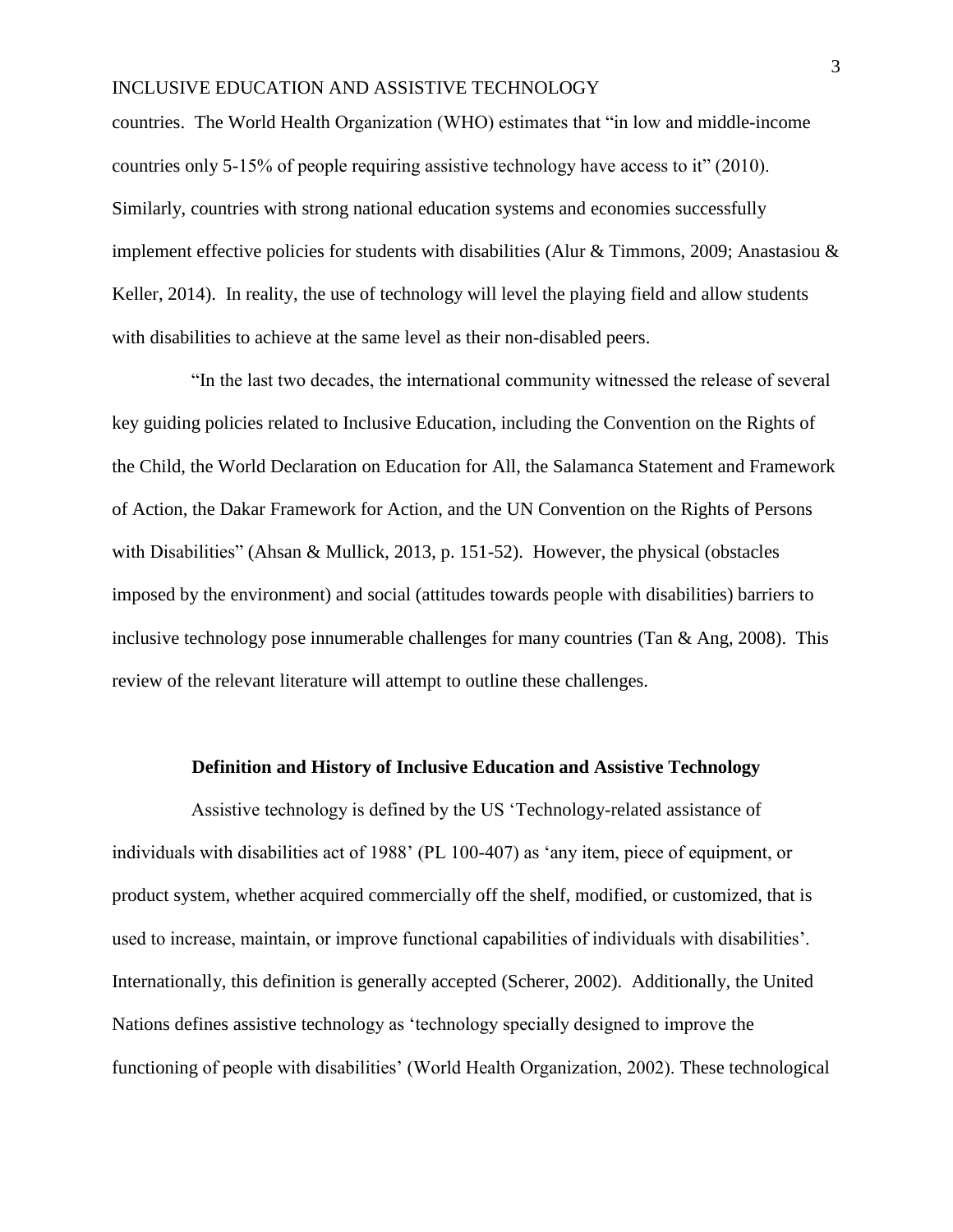countries. The World Health Organization (WHO) estimates that "in low and middle-income countries only 5-15% of people requiring assistive technology have access to it" (2010). Similarly, countries with strong national education systems and economies successfully implement effective policies for students with disabilities (Alur & Timmons, 2009; Anastasiou & Keller, 2014). In reality, the use of technology will level the playing field and allow students with disabilities to achieve at the same level as their non-disabled peers.

"In the last two decades, the international community witnessed the release of several key guiding policies related to Inclusive Education, including the Convention on the Rights of the Child, the World Declaration on Education for All, the Salamanca Statement and Framework of Action, the Dakar Framework for Action, and the UN Convention on the Rights of Persons with Disabilities" (Ahsan & Mullick, 2013, p. 151-52). However, the physical (obstacles imposed by the environment) and social (attitudes towards people with disabilities) barriers to inclusive technology pose innumerable challenges for many countries (Tan & Ang, 2008). This review of the relevant literature will attempt to outline these challenges.

## Definition and History of Inclusive Education and Assistive Technology

Assistive technology is defined by the US 'Technology-related assistance of individuals with disabilities act of 1988' (PL 100-407) as 'any item, piece of equipment, or product system, whether acquired commercially off the shelf, modified, or customized, that is used to increase, maintain, or improve functional capabilities of individuals with disabilities'. Internationally, this definition is generally accepted (Scherer, 2002). Additionally, the United Nations defines assistive technology as 'technology specially designed to improve the functioning of people with disabilities' (World Health Organization, 2002). These technological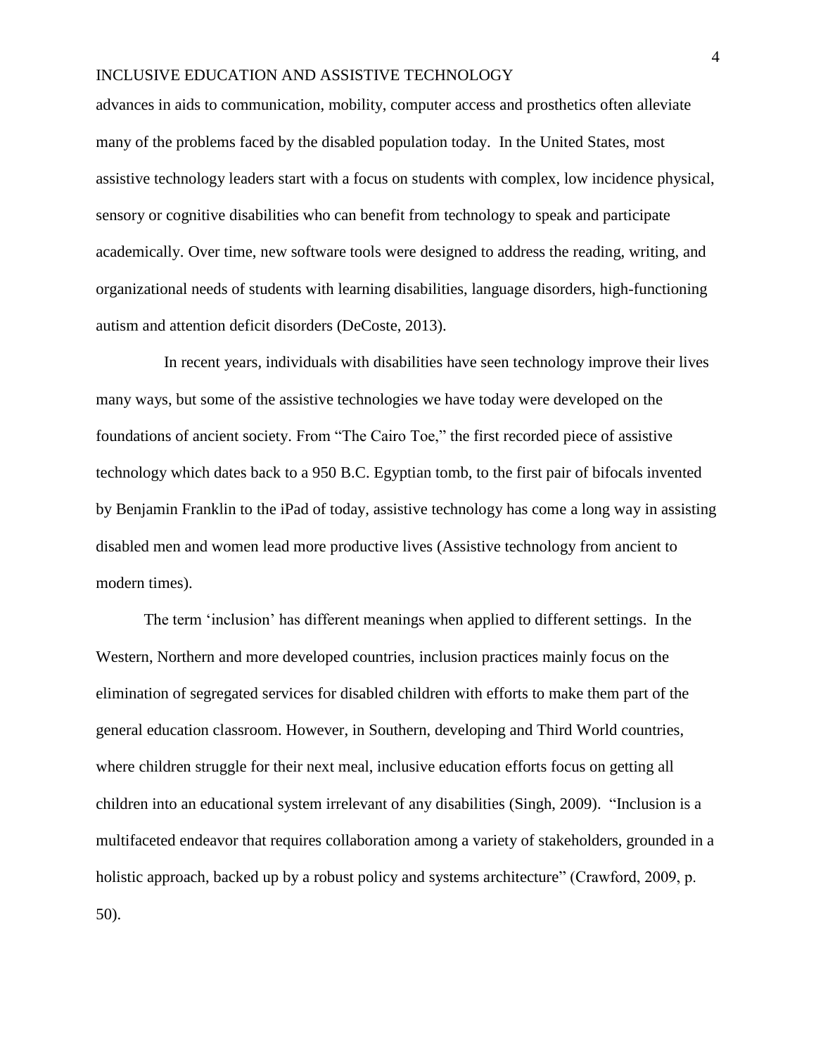advances in aids to communication, mobility, computer access and prosthetics often alleviate many of the problems faced by the disabled population today. In the United States, most assistive technology leaders start with a focus on students with complex, low incidence physical, sensory or cognitive disabilities who can benefit from technology to speak and participate academically. Over time, new software tools were designed to address the reading, writing, and organizational needs of students with learning disabilities, language disorders, high-functioning autism and attention deficit disorders (DeCoste, 2013).

In recent years, individuals with disabilities have seen technology improve their lives many ways, but some of the assistive technologies we have today were developed on the foundations of ancient society. From "The Cairo Toe," the first recorded piece of assistive technology which dates back to a 950 B.C. Egyptian tomb, to the first pair of bifocals invented by Benjamin Franklin to the iPad of today, assistive technology has come a long way in assisting disabled men and women lead more productive lives (Assistive technology from ancient to modern times).

The term 'inclusion' has different meanings when applied to different settings. In the Western, Northern and more developed countries, inclusion practices mainly focus on the elimination of segregated services for disabled children with efforts to make them part of the general education classroom. However, in Southern, developing and Third World countries, where children struggle for their next meal, inclusive education efforts focus on getting all children into an educational system irrelevant of any disabilities (Singh, 2009). "Inclusion is a multifaceted endeavor that requires collaboration among a variety of stakeholders, grounded in a holistic approach, backed up by a robust policy and systems architecture" (Crawford, 2009, p. 50).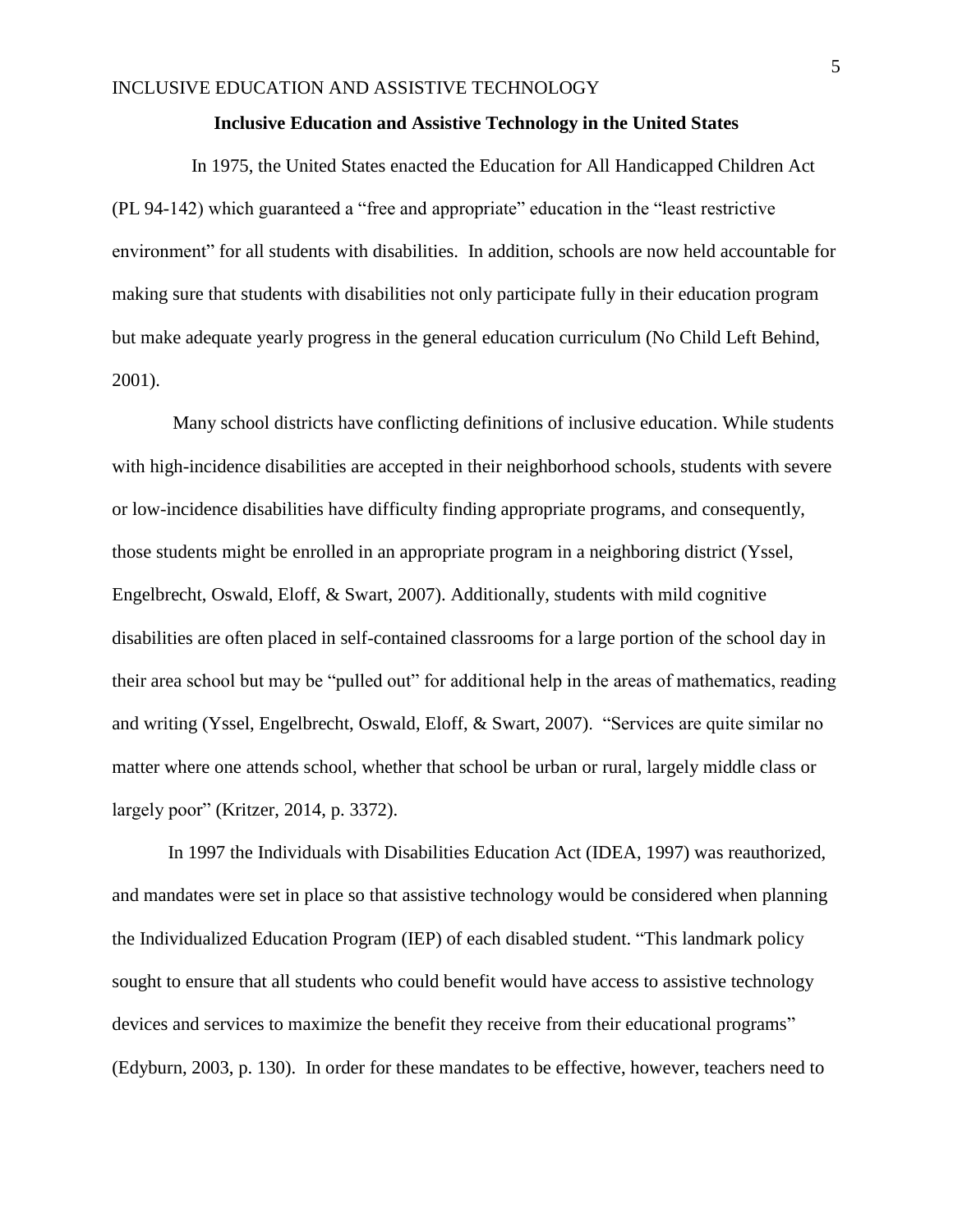**Inclusive Education and Assistive Technology in the United States**

In 1975, the United States enacted the Education for All Handicapped Children Act (PL 94-142) which guaranteed a "free and appropriate" education in the "least restrictive environment" for all students with disabilities. In addition, schools are now held accountable for making sure that students with disabilities not only participate fully in their education program but make adequate yearly progress in the general education curriculum (No Child Left Behind, 2001).

Many school districts have conflicting definitions of inclusive education. While students with high-incidence disabilities are accepted in their neighborhood schools, students with severe or low-incidence disabilities have difficulty finding appropriate programs, and consequently, those students might be enrolled in an appropriate program in a neighboring district (Yssel, Engelbrecht, Oswald, Eloff, & Swart, 2007). Additionally, students with mild cognitive disabilities are often placed in self-contained classrooms for a large portion of the school day in their area school but may be "pulled out" for additional help in the areas of mathematics, reading and writing (Yssel, Engelbrecht, Oswald, Eloff, & Swart, 2007). "Services are quite similar no matter where one attends school, whether that school be urban or rural, largely middle class or largely poor" (Kritzer, 2014, p. 3372).

In 1997 the Individuals with Disabilities Education Act (IDEA, 1997) was reauthorized, and mandates were set in place so that assistive technology would be considered when planning the Individualized Education Program (IEP) of each disabled student. "This landmark policy sought to ensure that all students who could benefit would have access to assistive technology devices and services to maximize the benefit they receive from their educational programs" (Edyburn, 2003, p. 130). In order for these mandates to be effective, however, teachers need to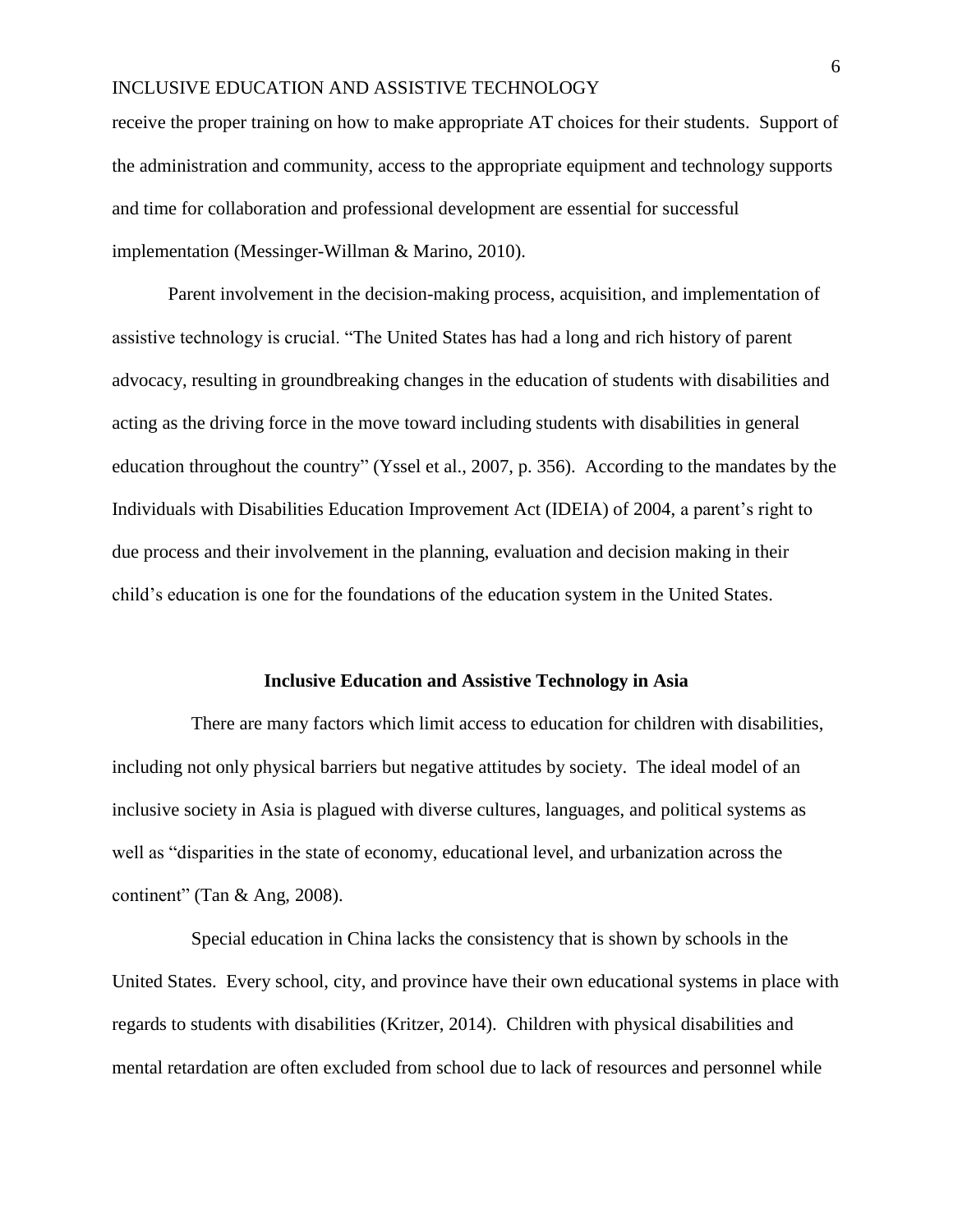receive the proper training on how to make appropriate AT choices for their students. Support of the administration and community, access to the appropriate equipment and technology supports and time for collaboration and professional development are essential for successful implementation (Messinger-Willman & Marino, 2010).

Parent involvement in the decision-making process, acquisition, and implementation of assistive technology is crucial. "The United States has had a long and rich history of parent advocacy, resulting in groundbreaking changes in the education of students with disabilities and acting as the driving force in the move toward including students with disabilities in general education throughout the country" (Yssel et al., 2007, p. 356). According to the mandates by the Individuals with Disabilities Education Improvement Act (IDEIA) of 2004, a parent's right to due process and their involvement in the planning, evaluation and decision making in their child's education is one for the foundations of the education system in the United States.

## Inclusive Education and Assistive Technology in Asia

There are many factors which limit access to education for children with disabilities, including not only physical barriers but negative attitudes by society. The ideal model of an inclusive society in Asia is plagued with diverse cultures, languages, and political systems as well as "disparities in the state of economy, educational level, and urbanization across the continent" (Tan & Ang, 2008).

Special education in China lacks the consistency that is shown by schools in the United States. Every school, city, and province have their own educational systems in place with regards to students with disabilities (Kritzer, 2014). Children with physical disabilities and mental retardation are often excluded from school due to lack of resources and personnel while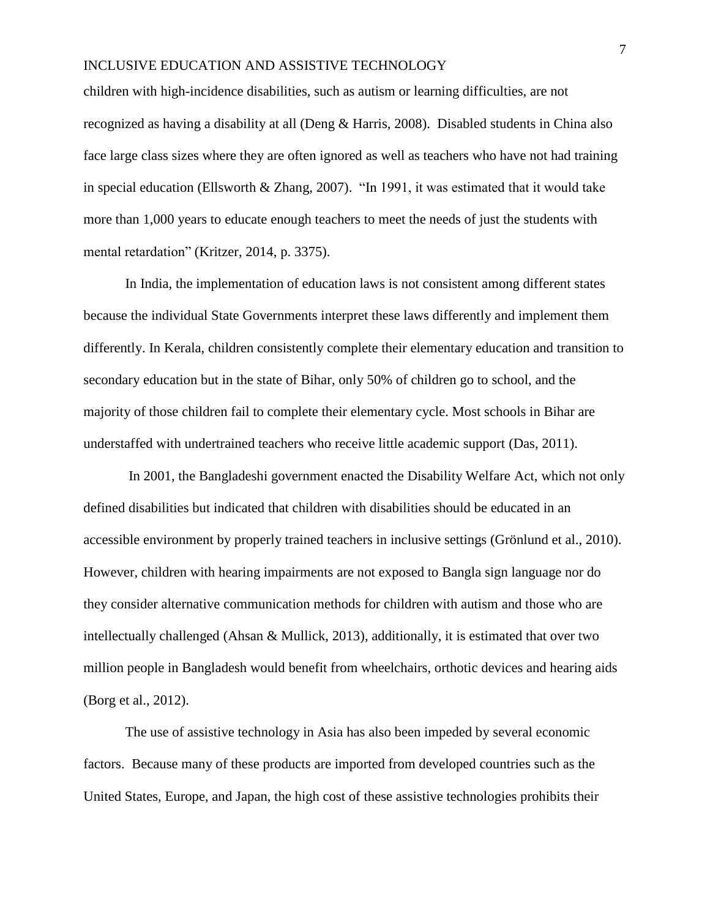children with high-incidence disabilities, such as autism or learning difficulties, are not recognized as having a disability at all (Deng & Harris, 2008). Disabled students in China also face large class sizes where they are often ignored as well as teachers who have not had training in special education (Ellsworth & Zhang, 2007). "In 1991, it was estimated that it would take more than 1,000 years to educate enough teachers to meet the needs of just the students with mental retardation" (Kritzer, 2014, p. 3375).

In India, the implementation of education laws is not consistent among different states because the individual State Governments interpret these laws differently and implement them differently. In Kerala, children consistently complete their elementary education and transition to secondary education but in the state of Bihar, only 50% of children go to school, and the majority of those children fail to complete their elementary cycle. Most schools in Bihar are understaffed with undertrained teachers who receive little academic support (Das, 2011).

In 2001, the Bangladeshi government enacted the Disability Welfare Act, which not only defined disabilities but indicated that children with disabilities should be educated in an accessible environment by properly trained teachers in inclusive settings (Grönlund et al., 2010). However, children with hearing impairments are not exposed to Bangla sign language nor do they consider alternative communication methods for children with autism and those who are intellectually challenged (Ahsan & Mullick, 2013), additionally, it is estimated that over two million people in Bangladesh would benefit from wheelchairs, orthotic devices and hearing aids (Borg et al., 2012).

The use of assistive technology in Asia has also been impeded by several economic factors. Because many of these products are imported from developed countries such as the United States, Europe, and Japan, the high cost of these assistive technologies prohibits their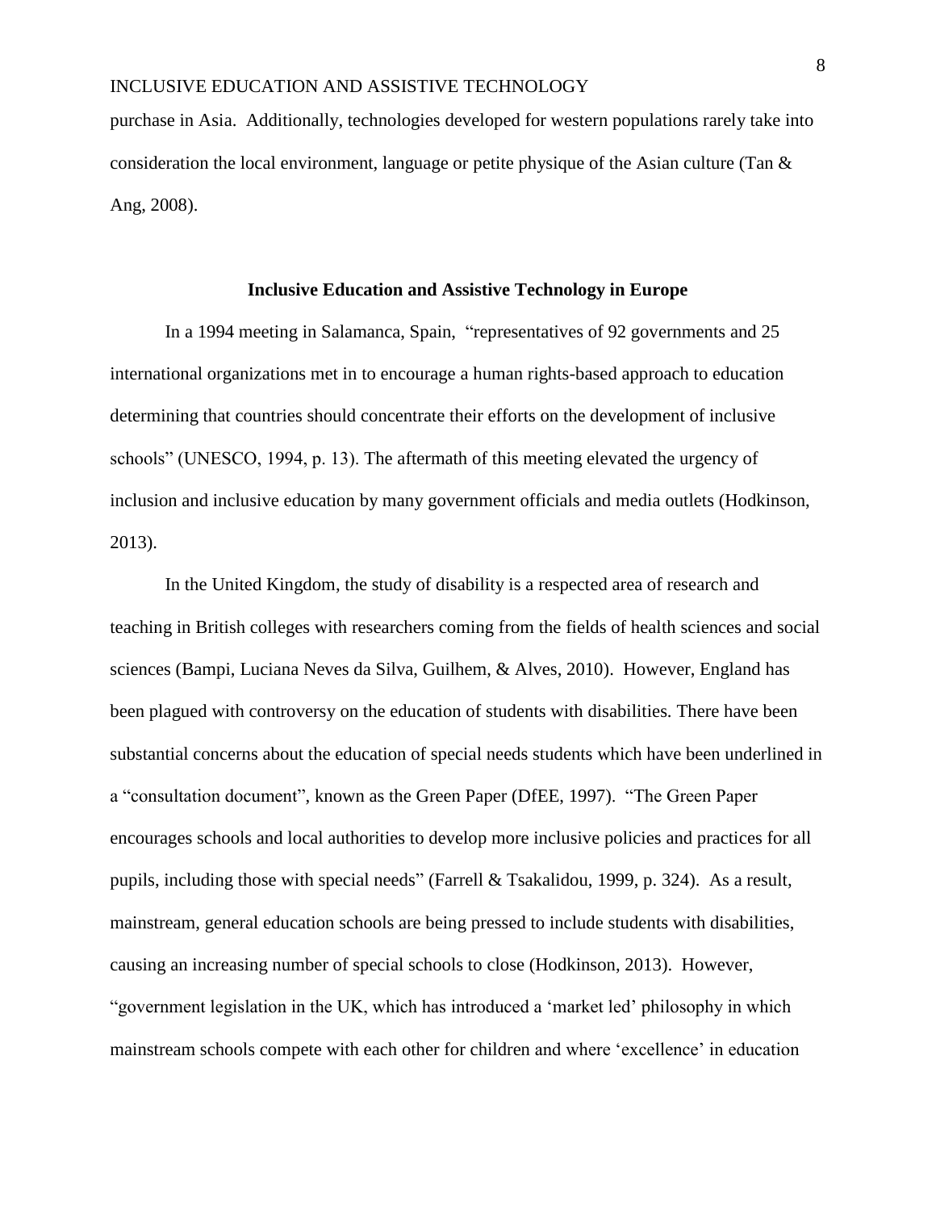purchase in Asia. Additionally, technologies developed for western populations rarely take into consideration the local environment, language or petite physique of the Asian culture (Tan & Ang, 2008).

## Inclusive Education and Assistive Technology in Europe

In a 1994 meeting in Salamanca, Spain, "representatives of 92 governments and 25 international organizations met in to encourage a human rights-based approach to education determining that countries should concentrate their efforts on the development of inclusive schools" (UNESCO, 1994, p. 13). The aftermath of this meeting elevated the urgency of inclusion and inclusive education by many government officials and media outlets (Hodkinson, 2013).

In the United Kingdom, the study of disability is a respected area of research and teaching in British colleges with researchers coming from the fields of health sciences and social sciences (Bampi, Luciana Neves da Silva, Guilhem, & Alves, 2010). However, England has been plagued with controversy on the education of students with disabilities. There have been substantial concerns about the education of special needs students which have been underlined in a "consultation document", known as the Green Paper (DfEE, 1997). "The Green Paper encourages schools and local authorities to develop more inclusive policies and practices for all pupils, including those with special needs" (Farrell & Tsakalidou, 1999, p. 324). As a result, mainstream, general education schools are being pressed to include students with disabilities, causing an increasing number of special schools to close (Hodkinson, 2013). However, "government legislation in the UK, which has introduced a 'market led' philosophy in which mainstream schools compete with each other for children and where 'excellence' in education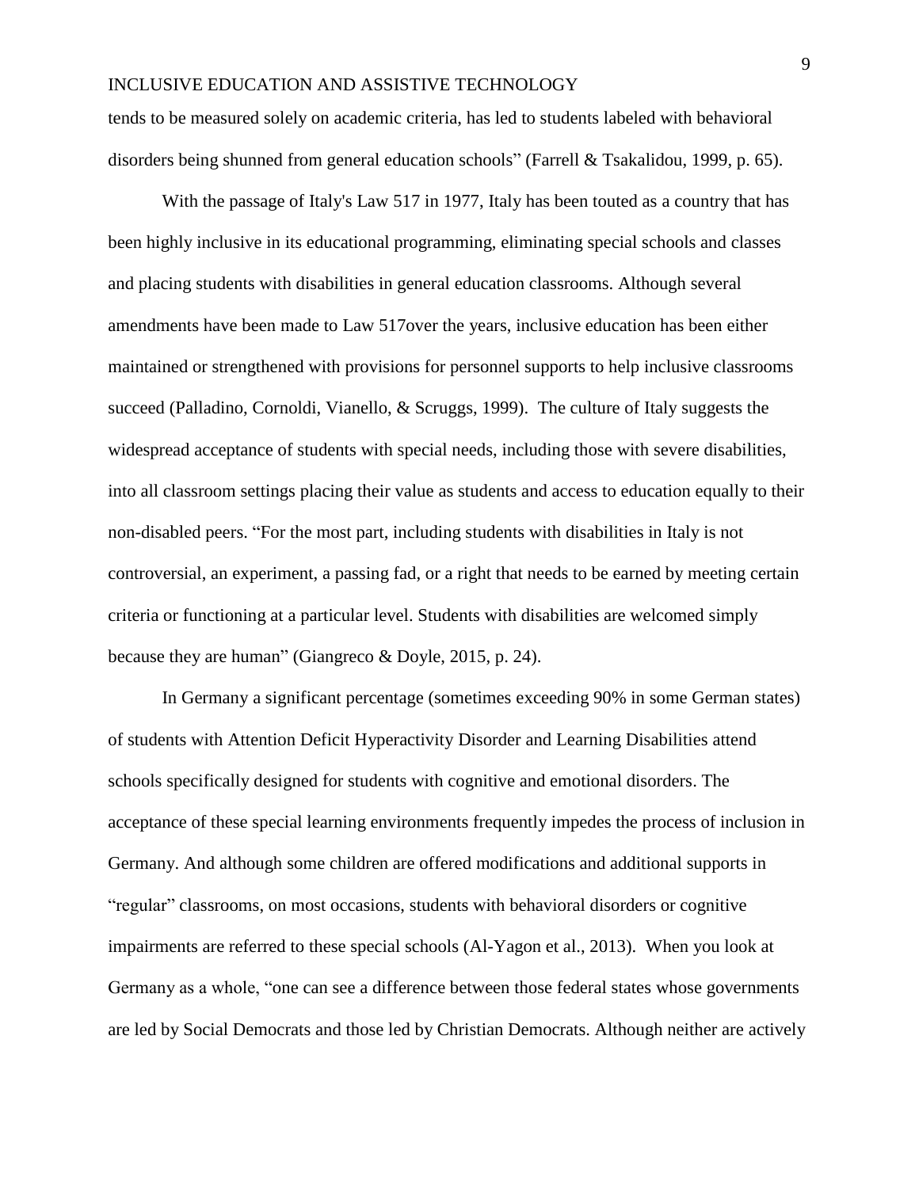tends to be measured solely on academic criteria, has led to students labeled with behavioral disorders being shunned from general education schools" (Farrell & Tsakalidou, 1999, p. 65).

With the passage of Italy's Law 517 in 1977, Italy has been touted as a country that has been highly inclusive in its educational programming, eliminating special schools and classes and placing students with disabilities in general education classrooms. Although several amendments have been made to Law 517over the years, inclusive education has been either maintained or strengthened with provisions for personnel supports to help inclusive classrooms succeed (Palladino, Cornoldi, Vianello, & Scruggs, 1999). The culture of Italy suggests the widespread acceptance of students with special needs, including those with severe disabilities, into all classroom settings placing their value as students and access to education equally to their non-disabled peers. "For the most part, including students with disabilities in Italy is not controversial, an experiment, a passing fad, or a right that needs to be earned by meeting certain criteria or functioning at a particular level. Students with disabilities are welcomed simply because they are human" (Giangreco & Doyle, 2015, p. 24).

In Germany a significant percentage (sometimes exceeding 90% in some German states) of students with Attention Deficit Hyperactivity Disorder and Learning Disabilities attend schools specifically designed for students with cognitive and emotional disorders. The acceptance of these special learning environments frequently impedes the process of inclusion in Germany. And although some children are offered modifications and additional supports in "regular" classrooms, on most occasions, students with behavioral disorders or cognitive impairments are referred to these special schools (Al-Yagon et al., 2013). When you look at Germany as a whole, "one can see a difference between those federal states whose governments are led by Social Democrats and those led by Christian Democrats. Although neither are actively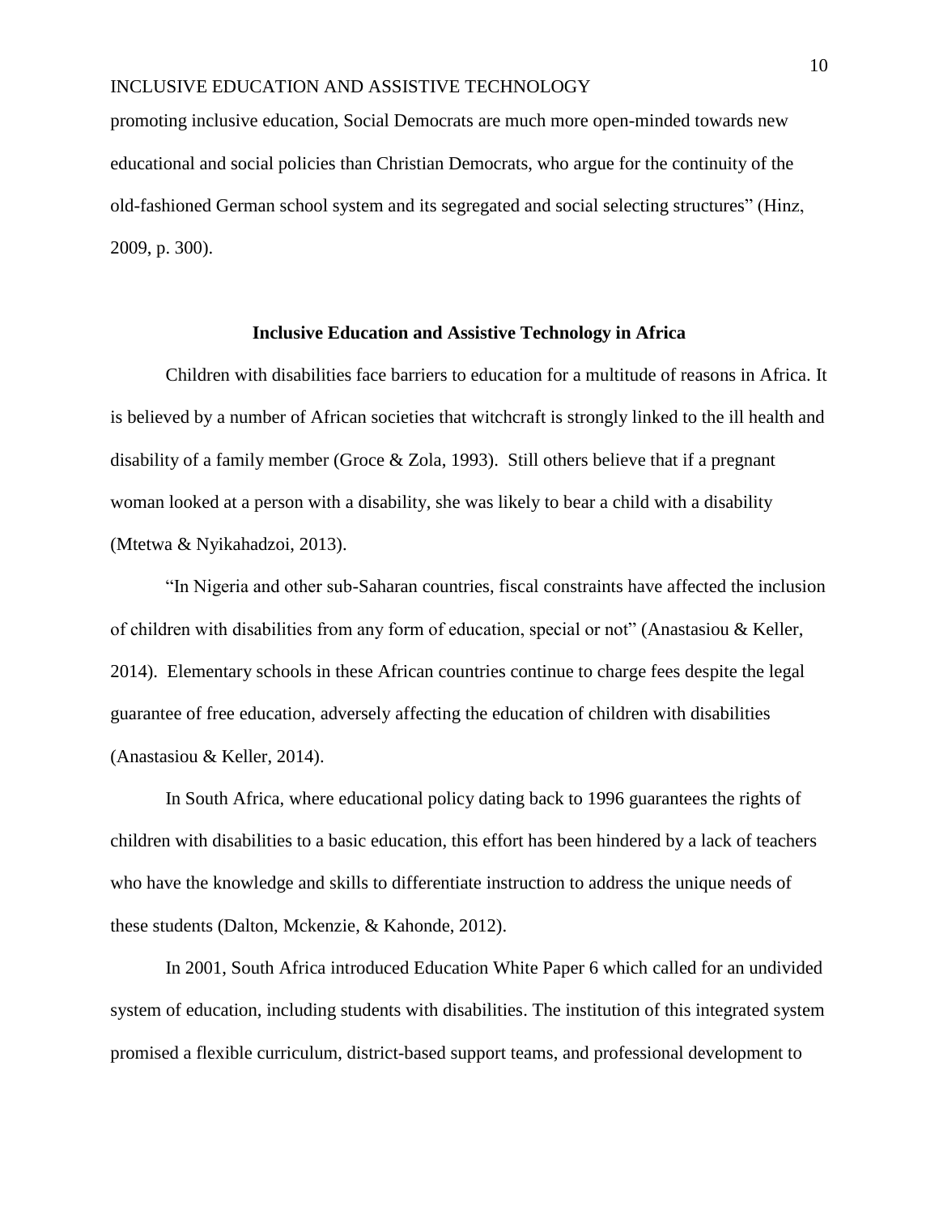promoting inclusive education, Social Democrats are much more open-minded towards new educational and social policies than Christian Democrats, who argue for the continuity of the old-fashioned German school system and its segregated and social selecting structures" (Hinz, 2009, p. 300).

## Inclusive Education and Assistive Technology in Africa

Children with disabilities face barriers to education for a multitude of reasons in Africa. It is believed by a number of African societies that witchcraft is strongly linked to the ill health and disability of a family member (Groce & Zola, 1993). Still others believe that if a pregnant woman looked at a person with a disability, she was likely to bear a child with a disability (Mtetwa & Nyikahadzoi, 2013).

"In Nigeria and other sub-Saharan countries, fiscal constraints have affected the inclusion of children with disabilities from any form of education, special or not" (Anastasiou & Keller, 2014). Elementary schools in these African countries continue to charge fees despite the legal guarantee of free education, adversely affecting the education of children with disabilities (Anastasiou & Keller, 2014).

In South Africa, where educational policy dating back to 1996 guarantees the rights of children with disabilities to a basic education, this effort has been hindered by a lack of teachers who have the knowledge and skills to differentiate instruction to address the unique needs of these students (Dalton, Mckenzie, & Kahonde, 2012).

In 2001, South Africa introduced Education White Paper 6 which called for an undivided system of education, including students with disabilities. The institution of this integrated system promised a flexible curriculum, district-based support teams, and professional development to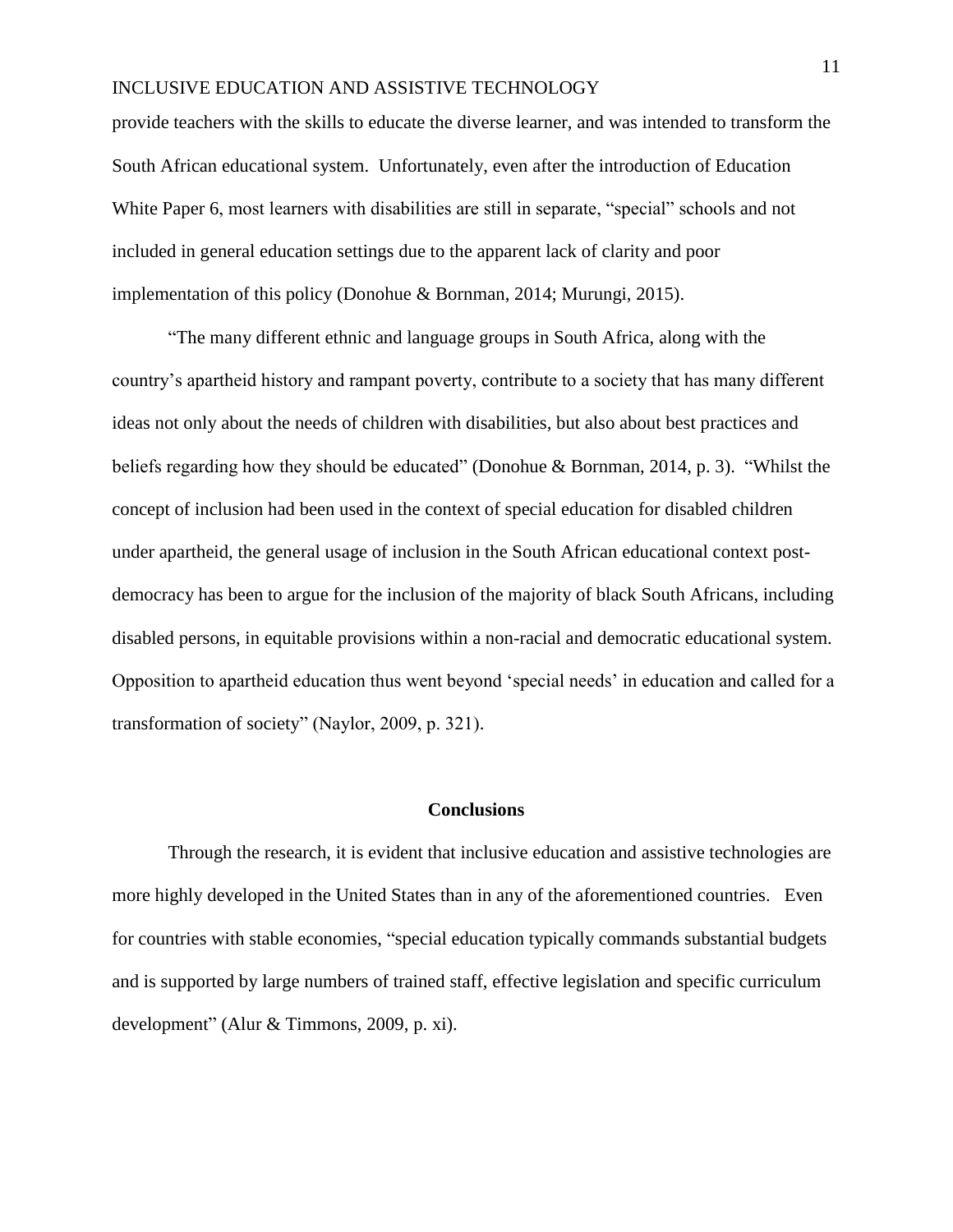provide teachers with the skills to educate the diverse learner, and was intended to transform the South African educational system. Unfortunately, even after the introduction of Education White Paper 6, most learners with disabilities are still in separate, “special” schools and not included in general education settings due to the apparent lack of clarity and poor implementation of this policy (Donohue & Bornman, 2014; Murungi, 2015).

“The many different ethnic and language groups in South Africa, along with the country’s apartheid history and rampant poverty, contribute to a society that has many different ideas not only about the needs of children with disabilities, but also about best practices and beliefs regarding how they should be educated” (Donohue & Bornman, 2014, p. 3). “Whilst the concept of inclusion had been used in the context of special education for disabled children under apartheid, the general usage of inclusion in the South African educational context post-democracy has been to argue for the inclusion of the majority of black South Africans, including disabled persons, in equitable provisions within a non-racial and democratic educational system. Opposition to apartheid education thus went beyond ‘special needs’ in education and called for a transformation of society” (Naylor, 2009, p. 321).

## Conclusions

Through the research, it is evident that inclusive education and assistive technologies are more highly developed in the United States than in any of the aforementioned countries. Even for countries with stable economies, “special education typically commands substantial budgets and is supported by large numbers of trained staff, effective legislation and specific curriculum development” (Alur & Timmons, 2009, p. xi).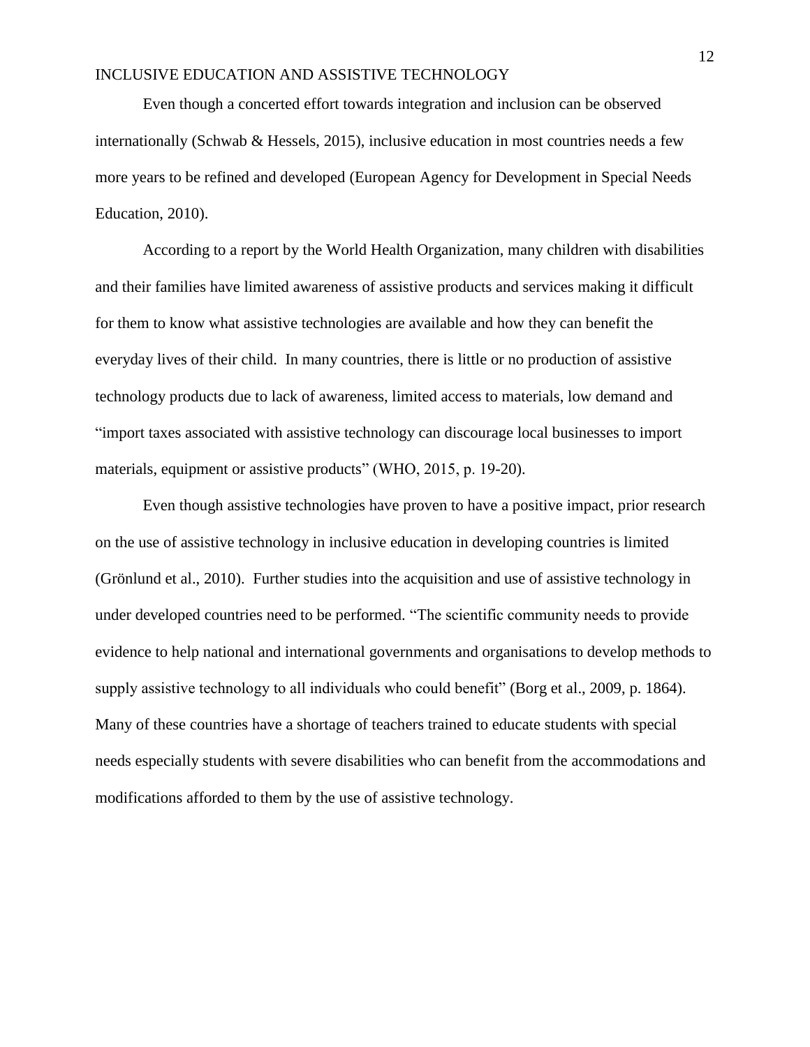Even though a concerted effort towards integration and inclusion can be observed internationally (Schwab & Hessels, 2015), inclusive education in most countries needs a few more years to be refined and developed (European Agency for Development in Special Needs Education, 2010).

According to a report by the World Health Organization, many children with disabilities and their families have limited awareness of assistive products and services making it difficult for them to know what assistive technologies are available and how they can benefit the everyday lives of their child. In many countries, there is little or no production of assistive technology products due to lack of awareness, limited access to materials, low demand and "import taxes associated with assistive technology can discourage local businesses to import materials, equipment or assistive products" (WHO, 2015, p. 19-20).

Even though assistive technologies have proven to have a positive impact, prior research on the use of assistive technology in inclusive education in developing countries is limited (Grönlund et al., 2010). Further studies into the acquisition and use of assistive technology in under developed countries need to be performed. "The scientific community needs to provide evidence to help national and international governments and organisations to develop methods to supply assistive technology to all individuals who could benefit" (Borg et al., 2009, p. 1864). Many of these countries have a shortage of teachers trained to educate students with special needs especially students with severe disabilities who can benefit from the accommodations and modifications afforded to them by the use of assistive technology.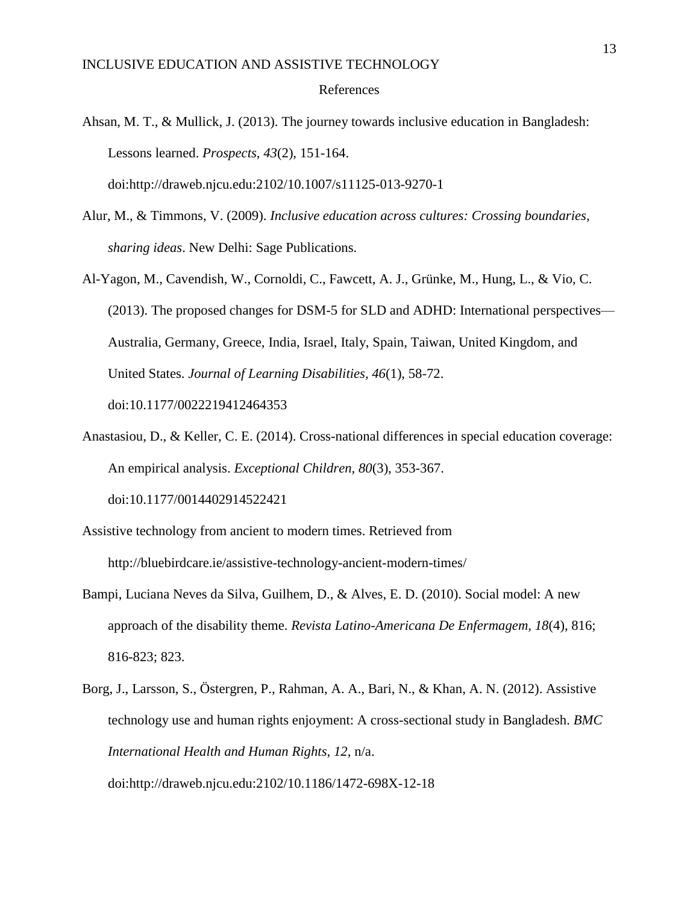# References

Ahsan, M. T., & Mullick, J. (2013). The journey towards inclusive education in Bangladesh: Lessons learned. *Prospects, 43*(2), 151-164. doi:http://draweb.njcu.edu:2102/10.1007/s11125-013-9270-1

Alur, M., & Timmons, V. (2009). *Inclusive education across cultures: Crossing boundaries, sharing ideas*. New Delhi: Sage Publications.

Al-Yagon, M., Cavendish, W., Cornoldi, C., Fawcett, A. J., Grünke, M., Hung, L., & Vio, C. (2013). The proposed changes for DSM-5 for SLD and ADHD: International perspectives—Australia, Germany, Greece, India, Israel, Italy, Spain, Taiwan, United Kingdom, and United States. *Journal of Learning Disabilities, 46*(1), 58-72. doi:10.1177/0022219412464353

Anastasiou, D., & Keller, C. E. (2014). Cross-national differences in special education coverage: An empirical analysis. *Exceptional Children, 80*(3), 353-367. doi:10.1177/0014402914522421

Assistive technology from ancient to modern times. Retrieved from http://bluebirdcare.ie/assistive-technology-ancient-modern-times/

Bampi, Luciana Neves da Silva, Guilhem, D., & Alves, E. D. (2010). Social model: A new approach of the disability theme. *Revista Latino-Americana De Enfermagem, 18*(4), 816; 816-823; 823.

Borg, J., Larsson, S., Östergren, P., Rahman, A. A., Bari, N., & Khan, A. N. (2012). Assistive technology use and human rights enjoyment: A cross-sectional study in Bangladesh. *BMC International Health and Human Rights, 12*, n/a. doi:http://draweb.njcu.edu:2102/10.1186/1472-698X-12-18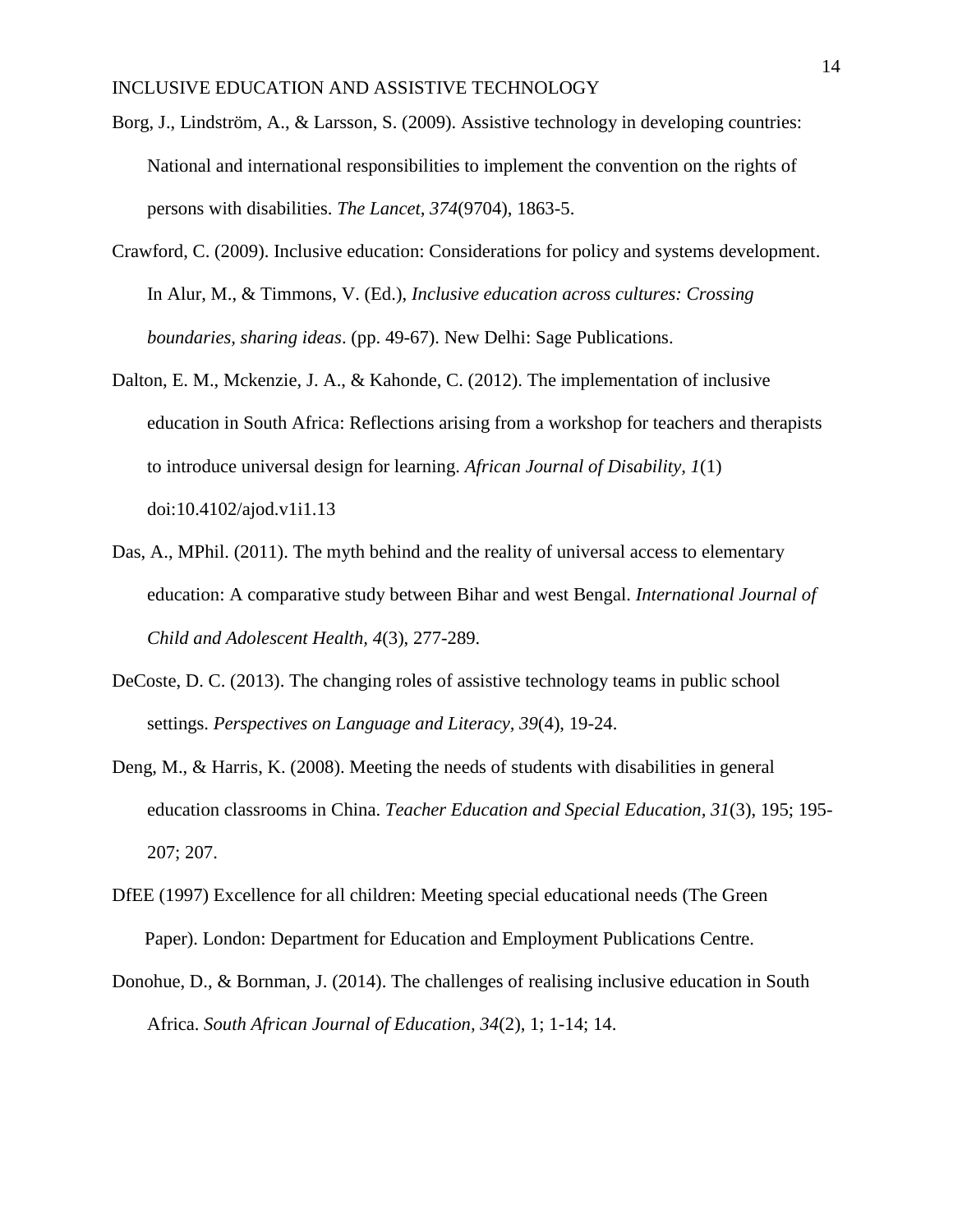Borg, J., Lindström, A., & Larsson, S. (2009). Assistive technology in developing countries: National and international responsibilities to implement the convention on the rights of persons with disabilities. *The Lancet*, *374*(9704), 1863-5.

Crawford, C. (2009). Inclusive education: Considerations for policy and systems development. In Alur, M., & Timmons, V. (Ed.), *Inclusive education across cultures: Crossing boundaries, sharing ideas*. (pp. 49-67). New Delhi: Sage Publications.

Dalton, E. M., Mckenzie, J. A., & Kahonde, C. (2012). The implementation of inclusive education in South Africa: Reflections arising from a workshop for teachers and therapists to introduce universal design for learning. *African Journal of Disability, 1*(1) doi:10.4102/ajod.v1i1.13

Das, A., MPhil. (2011). The myth behind and the reality of universal access to elementary education: A comparative study between Bihar and west Bengal. *International Journal of Child and Adolescent Health, 4*(3), 277-289.

DeCoste, D. C. (2013). The changing roles of assistive technology teams in public school settings. *Perspectives on Language and Literacy, 39*(4), 19-24.

Deng, M., & Harris, K. (2008). Meeting the needs of students with disabilities in general education classrooms in China. *Teacher Education and Special Education*, *31*(3), 195; 195-207; 207.

DfEE (1997) Excellence for all children: Meeting special educational needs (The Green Paper). London: Department for Education and Employment Publications Centre.

Donohue, D., & Bornman, J. (2014). The challenges of realising inclusive education in South Africa. *South African Journal of Education, 34*(2), 1; 1-14; 14.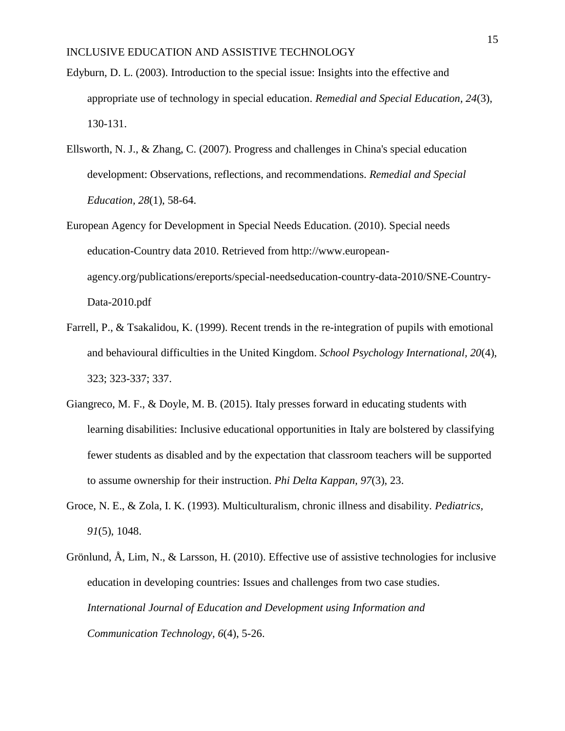Edyburn, D. L. (2003). Introduction to the special issue: Insights into the effective and appropriate use of technology in special education. *Remedial and Special Education, 24*(3), 130-131.

Ellsworth, N. J., & Zhang, C. (2007). Progress and challenges in China's special education development: Observations, reflections, and recommendations. *Remedial and Special Education, 28*(1), 58-64.

European Agency for Development in Special Needs Education. (2010). Special needs education-Country data 2010. Retrieved from http://www.european-agency.org/publications/ereports/special-needseducation-country-data-2010/SNE-Country-Data-2010.pdf

Farrell, P., & Tsakalidou, K. (1999). Recent trends in the re-integration of pupils with emotional and behavioural difficulties in the United Kingdom. *School Psychology International, 20*(4), 323; 323-337; 337.

Giangreco, M. F., & Doyle, M. B. (2015). Italy presses forward in educating students with learning disabilities: Inclusive educational opportunities in Italy are bolstered by classifying fewer students as disabled and by the expectation that classroom teachers will be supported to assume ownership for their instruction. *Phi Delta Kappan, 97*(3), 23.

Groce, N. E., & Zola, I. K. (1993). Multiculturalism, chronic illness and disability. *Pediatrics, 91*(5), 1048.

Grönlund, Å, Lim, N., & Larsson, H. (2010). Effective use of assistive technologies for inclusive education in developing countries: Issues and challenges from two case studies. *International Journal of Education and Development using Information and Communication Technology, 6*(4), 5-26.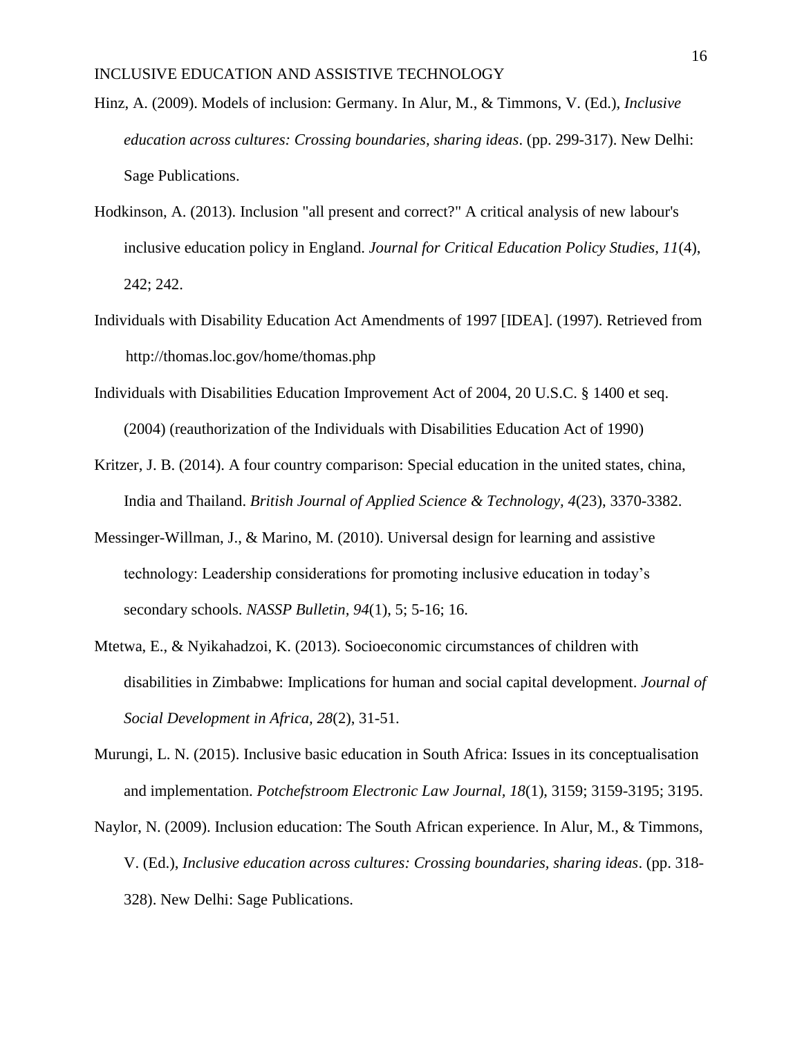Hinz, A. (2009). Models of inclusion: Germany. In Alur, M., & Timmons, V. (Ed.), *Inclusive education across cultures: Crossing boundaries, sharing ideas*. (pp. 299-317). New Delhi: Sage Publications.

Hodkinson, A. (2013). Inclusion "all present and correct?" A critical analysis of new labour's inclusive education policy in England. *Journal for Critical Education Policy Studies, 11*(4), 242; 242.

Individuals with Disability Education Act Amendments of 1997 [IDEA]. (1997). Retrieved from http://thomas.loc.gov/home/thomas.php

Individuals with Disabilities Education Improvement Act of 2004, 20 U.S.C. § 1400 et seq. (2004) (reauthorization of the Individuals with Disabilities Education Act of 1990)

Kritzer, J. B. (2014). A four country comparison: Special education in the united states, china, India and Thailand. *British Journal of Applied Science & Technology, 4*(23), 3370-3382.

Messinger-Willman, J., & Marino, M. (2010). Universal design for learning and assistive technology: Leadership considerations for promoting inclusive education in today's secondary schools. *NASSP Bulletin, 94*(1), 5; 5-16; 16.

Mtetwa, E., & Nyikahadzoi, K. (2013). Socioeconomic circumstances of children with disabilities in Zimbabwe: Implications for human and social capital development. *Journal of Social Development in Africa, 28*(2), 31-51.

Murungi, L. N. (2015). Inclusive basic education in South Africa: Issues in its conceptualisation and implementation. *Potchefstroom Electronic Law Journal, 18*(1), 3159; 3159-3195; 3195.

Naylor, N. (2009). Inclusion education: The South African experience. In Alur, M., & Timmons, V. (Ed.), *Inclusive education across cultures: Crossing boundaries, sharing ideas*. (pp. 318-328). New Delhi: Sage Publications.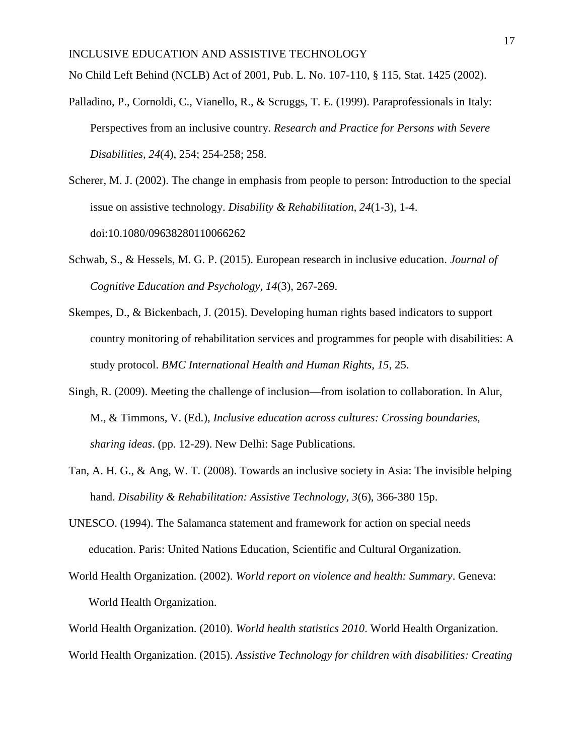No Child Left Behind (NCLB) Act of 2001, Pub. L. No. 107-110, § 115, Stat. 1425 (2002).

Palladino, P., Cornoldi, C., Vianello, R., & Scruggs, T. E. (1999). Paraprofessionals in Italy: Perspectives from an inclusive country. *Research and Practice for Persons with Severe Disabilities, 24*(4), 254; 254-258; 258.

Scherer, M. J. (2002). The change in emphasis from people to person: Introduction to the special issue on assistive technology. *Disability & Rehabilitation*, *24*(1-3), 1-4. doi:10.1080/09638280110066262

Schwab, S., & Hessels, M. G. P. (2015). European research in inclusive education. *Journal of Cognitive Education and Psychology, 14*(3), 267-269.

Skempes, D., & Bickenbach, J. (2015). Developing human rights based indicators to support country monitoring of rehabilitation services and programmes for people with disabilities: A study protocol. *BMC International Health and Human Rights, 15*, 25.

Singh, R. (2009). Meeting the challenge of inclusion—from isolation to collaboration. In Alur, M., & Timmons, V. (Ed.), *Inclusive education across cultures: Crossing boundaries, sharing ideas*. (pp. 12-29). New Delhi: Sage Publications.

Tan, A. H. G., & Ang, W. T. (2008). Towards an inclusive society in Asia: The invisible helping hand. *Disability & Rehabilitation: Assistive Technology*, *3*(6), 366-380 15p.

UNESCO. (1994). The Salamanca statement and framework for action on special needs education. Paris: United Nations Education, Scientific and Cultural Organization.

World Health Organization. (2002). *World report on violence and health: Summary*. Geneva: World Health Organization.

World Health Organization. (2010). *World health statistics 2010*. World Health Organization.

World Health Organization. (2015). *Assistive Technology for children with disabilities: Creating*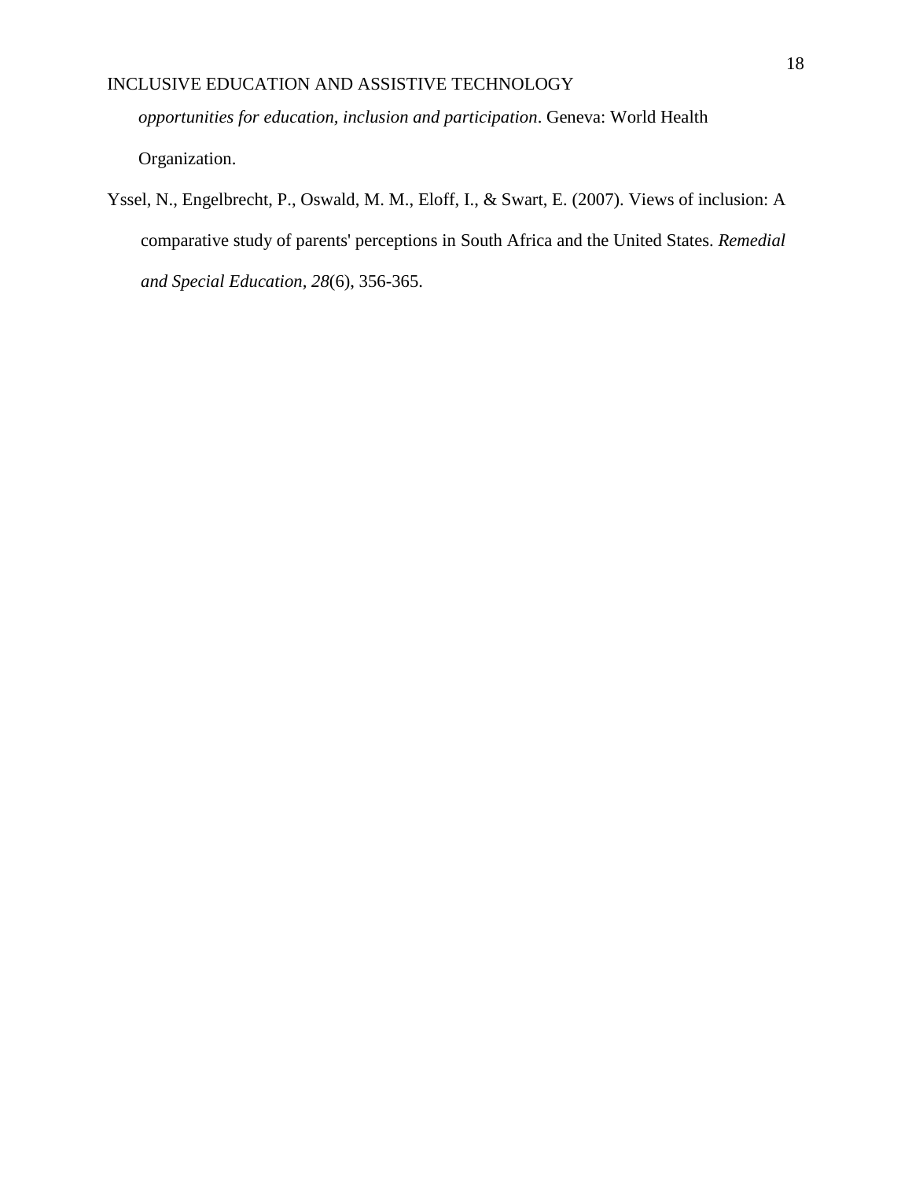*opportunities for education, inclusion and participation*. Geneva: World Health Organization.

Yssel, N., Engelbrecht, P., Oswald, M. M., Eloff, I., & Swart, E. (2007). Views of inclusion: A comparative study of parents' perceptions in South Africa and the United States. *Remedial and Special Education, 28*(6), 356-365.